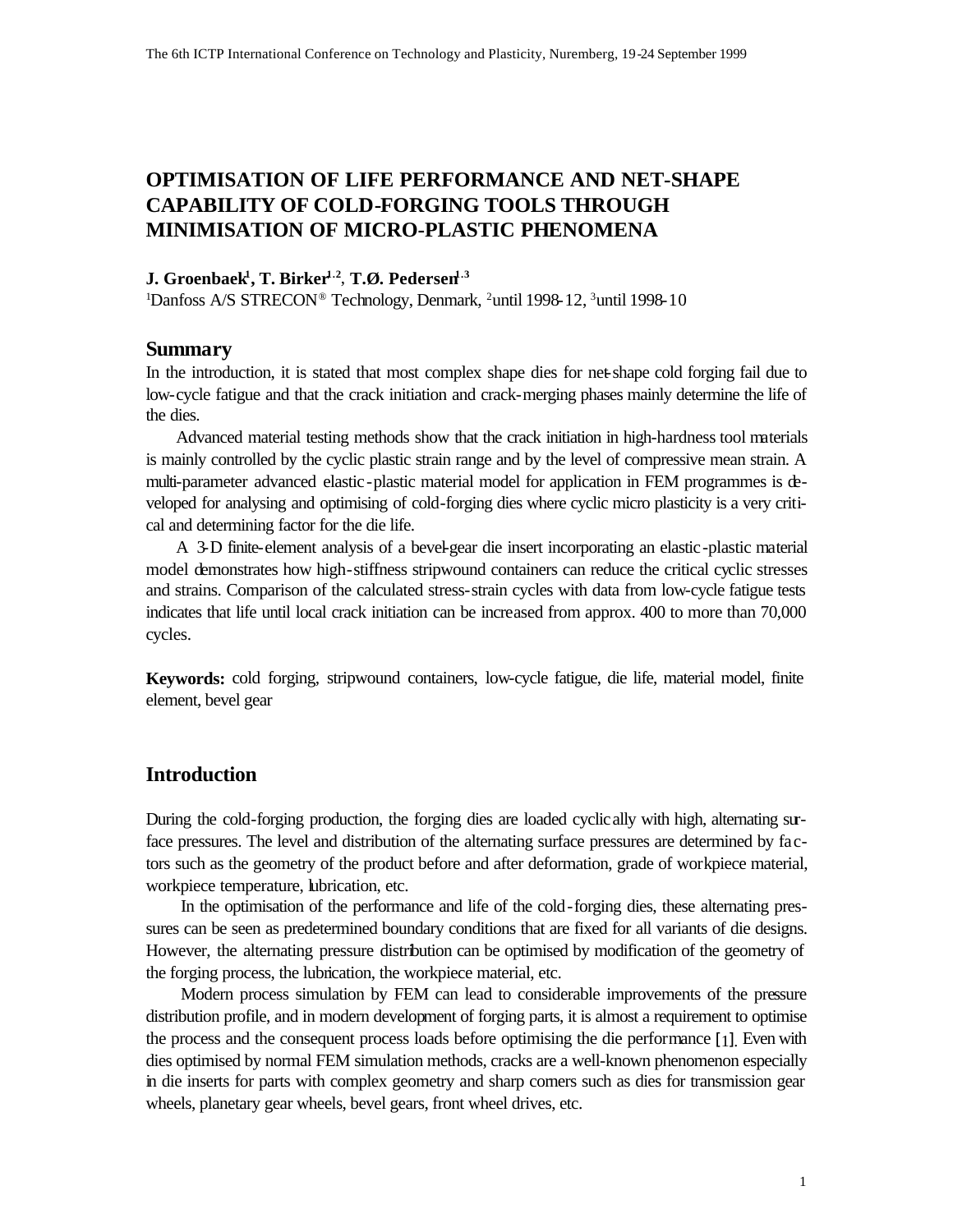# OPTIMISATION OF LIFE PERFORMANCE AND NET-SHAPE CAPABILITY OF COLD-FORGING TOOLS THROUGH MINIMISATION OF MICRO-PLASTIC PHENOMENA

**J. Groenbaek[1], T. Birker[1,2], T.Ø. Pedersen[1,3]**

[1]Danfoss A/S STRECON® Technology, Denmark, [2]until 1998-12, [3]until 1998-10

## Summary

In the introduction, it is stated that most complex shape dies for net-shape cold forging fail due to low-cycle fatigue and that the crack initiation and crack-merging phases mainly determine the life of the dies.

Advanced material testing methods show that the crack initiation in high-hardness tool materials is mainly controlled by the cyclic plastic strain range and by the level of compressive mean strain. A multi-parameter advanced elastic-plastic material model for application in FEM programmes is developed for analysing and optimising of cold-forging dies where cyclic micro plasticity is a very critical and determining factor for the die life.

A 3-D finite-element analysis of a bevel-gear die insert incorporating an elastic-plastic material model demonstrates how high-stiffness stripwound containers can reduce the critical cyclic stresses and strains. Comparison of the calculated stress-strain cycles with data from low-cycle fatigue tests indicates that life until local crack initiation can be increased from approx. 400 to more than 70,000 cycles.

**Keywords:** cold forging, stripwound containers, low-cycle fatigue, die life, material model, finite element, bevel gear

## Introduction

During the cold-forging production, the forging dies are loaded cyclically with high, alternating surface pressures. The level and distribution of the alternating surface pressures are determined by factors such as the geometry of the product before and after deformation, grade of workpiece material, workpiece temperature, lubrication, etc.

In the optimisation of the performance and life of the cold-forging dies, these alternating pressures can be seen as predetermined boundary conditions that are fixed for all variants of die designs. However, the alternating pressure distribution can be optimised by modification of the geometry of the forging process, the lubrication, the workpiece material, etc.

Modern process simulation by FEM can lead to considerable improvements of the pressure distribution profile, and in modern development of forging parts, it is almost a requirement to optimise the process and the consequent process loads before optimising the die performance [1]. Even with dies optimised by normal FEM simulation methods, cracks are a well-known phenomenon especially in die inserts for parts with complex geometry and sharp corners such as dies for transmission gear wheels, planetary gear wheels, bevel gears, front wheel drives, etc.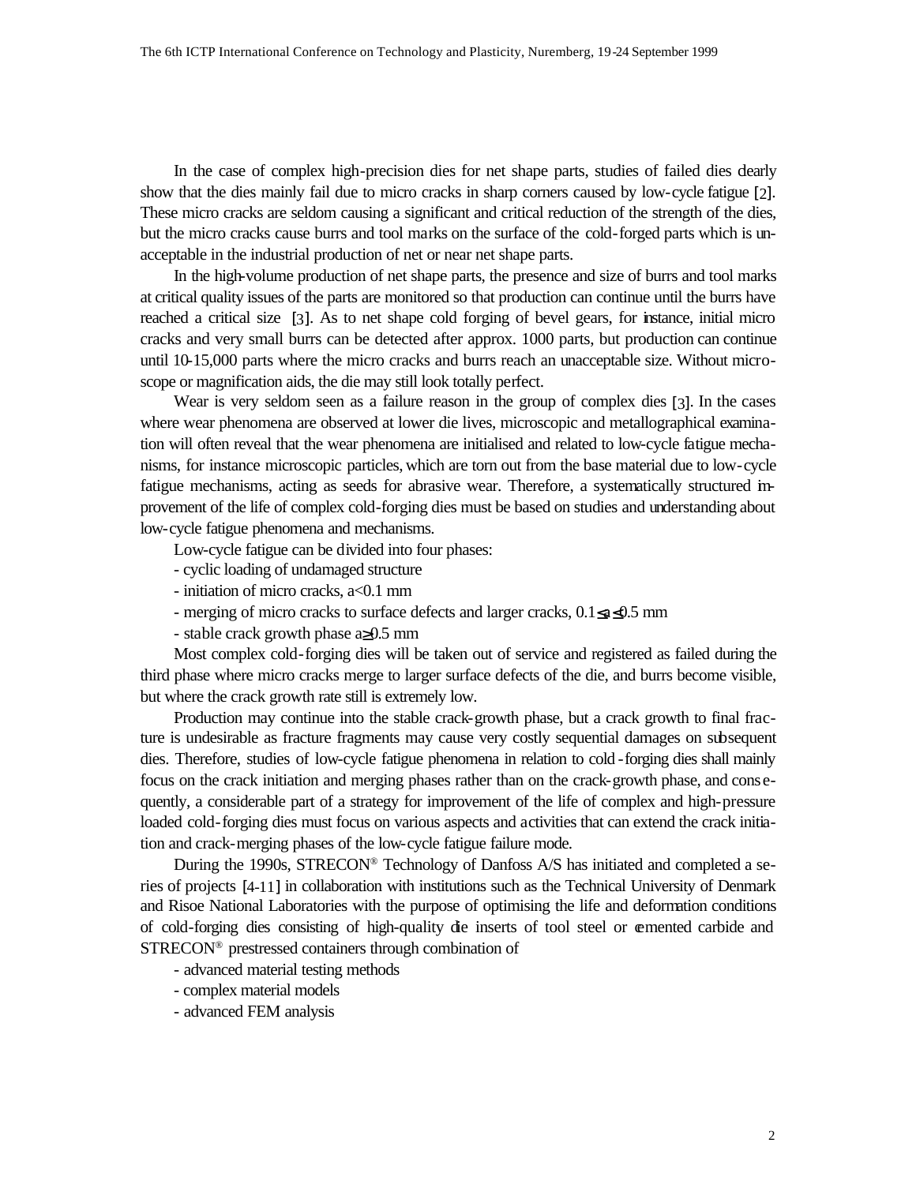In the case of complex high-precision dies for net shape parts, studies of failed dies clearly show that the dies mainly fail due to micro cracks in sharp corners caused by low-cycle fatigue [2]. These micro cracks are seldom causing a significant and critical reduction of the strength of the dies, but the micro cracks cause burrs and tool marks on the surface of the cold-forged parts which is unacceptable in the industrial production of net or near net shape parts.

In the high-volume production of net shape parts, the presence and size of burrs and tool marks at critical quality issues of the parts are monitored so that production can continue until the burrs have reached a critical size [3]. As to net shape cold forging of bevel gears, for instance, initial micro cracks and very small burrs can be detected after approx. 1000 parts, but production can continue until 10-15,000 parts where the micro cracks and burrs reach an unacceptable size. Without microscope or magnification aids, the die may still look totally perfect.

Wear is very seldom seen as a failure reason in the group of complex dies [3]. In the cases where wear phenomena are observed at lower die lives, microscopic and metallographical examination will often reveal that the wear phenomena are initialised and related to low-cycle fatigue mechanisms, for instance microscopic particles, which are torn out from the base material due to low-cycle fatigue mechanisms, acting as seeds for abrasive wear. Therefore, a systematically structured improvement of the life of complex cold-forging dies must be based on studies and understanding about low-cycle fatigue phenomena and mechanisms.

Low-cycle fatigue can be divided into four phases:

- cyclic loading of undamaged structure
- initiation of micro cracks, $a<0.1$ mm
- merging of micro cracks to surface defects and larger cracks, $0.1 \leq a \leq 0.5$ mm
- stable crack growth phase $a \geq 0.5$ mm

Most complex cold-forging dies will be taken out of service and registered as failed during the third phase where micro cracks merge to larger surface defects of the die, and burrs become visible, but where the crack growth rate still is extremely low.

Production may continue into the stable crack-growth phase, but a crack growth to final fracture is undesirable as fracture fragments may cause very costly sequential damages on subsequent dies. Therefore, studies of low-cycle fatigue phenomena in relation to cold-forging dies shall mainly focus on the crack initiation and merging phases rather than on the crack-growth phase, and consequently, a considerable part of a strategy for improvement of the life of complex and high-pressure loaded cold-forging dies must focus on various aspects and activities that can extend the crack initiation and crack-merging phases of the low-cycle fatigue failure mode.

During the 1990s, STRECON® Technology of Danfoss A/S has initiated and completed a series of projects [4-11] in collaboration with institutions such as the Technical University of Denmark and Risoe National Laboratories with the purpose of optimising the life and deformation conditions of cold-forging dies consisting of high-quality die inserts of tool steel or cemented carbide and STRECON® prestressed containers through combination of

- advanced material testing methods
- complex material models
- advanced FEM analysis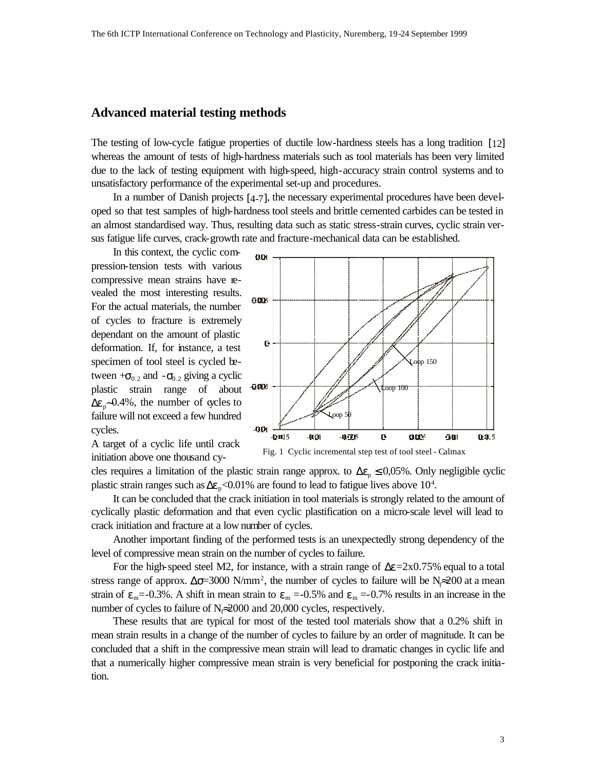## Advanced material testing methods

The testing of low-cycle fatigue properties of ductile low-hardness steels has a long tradition [12] whereas the amount of tests of high-hardness materials such as tool materials has been very limited due to the lack of testing equipment with high-speed, high-accuracy strain control systems and to unsatisfactory performance of the experimental set-up and procedures.

In a number of Danish projects [4-7], the necessary experimental procedures have been developed so that test samples of high-hardness tool steels and brittle cemented carbides can be tested in an almost standardised way. Thus, resulting data such as static stress-strain curves, cyclic strain versus fatigue life curves, crack-growth rate and fracture-mechanical data can be established.

In this context, the cyclic compression-tension tests with various compressive mean strains have revealed the most interesting results. For the actual materials, the number of cycles to fracture is extremely dependant on the amount of plastic deformation. If, for instance, a test specimen of tool steel is cycled between $+\sigma_{0.2}$ and $-\sigma_{0.2}$ giving a cyclic plastic strain range of about $\Delta\varepsilon_p$~0.4%, the number of cycles to failure will not exceed a few hundred cycles.

A target of a cyclic life until crack initiation above one thousand cycles requires a limitation of the plastic strain range approx. to $\Delta\varepsilon_p \leq$ 0,05%. Only negligible cyclic plastic strain ranges such as $\Delta\varepsilon_p$<0.01% are found to lead to fatigue lives above $10^4$.

Fig. 1 Cyclic incremental step test of tool steel - Calmax

It can be concluded that the crack initiation in tool materials is strongly related to the amount of cyclically plastic deformation and that even cyclic plastification on a micro-scale level will lead to crack initiation and fracture at a low number of cycles.

Another important finding of the performed tests is an unexpectedly strong dependency of the level of compressive mean strain on the number of cycles to failure.

For the high-speed steel M2, for instance, with a strain range of $\Delta\varepsilon$=2x0.75% equal to a total stress range of approx. $\Delta\sigma$=3000 N/mm$^2$, the number of cycles to failure will be $N_f \approx 200$ at a mean strain of $\varepsilon_m$=-0.3%. A shift in mean strain to $\varepsilon_m$ =-0.5% and $\varepsilon_m$ =-0.7% results in an increase in the number of cycles to failure of $N_f \approx 2000$ and 20,000 cycles, respectively.

These results that are typical for most of the tested tool materials show that a 0.2% shift in mean strain results in a change of the number of cycles to failure by an order of magnitude. It can be concluded that a shift in the compressive mean strain will lead to dramatic changes in cyclic life and that a numerically higher compressive mean strain is very beneficial for postponing the crack initiation.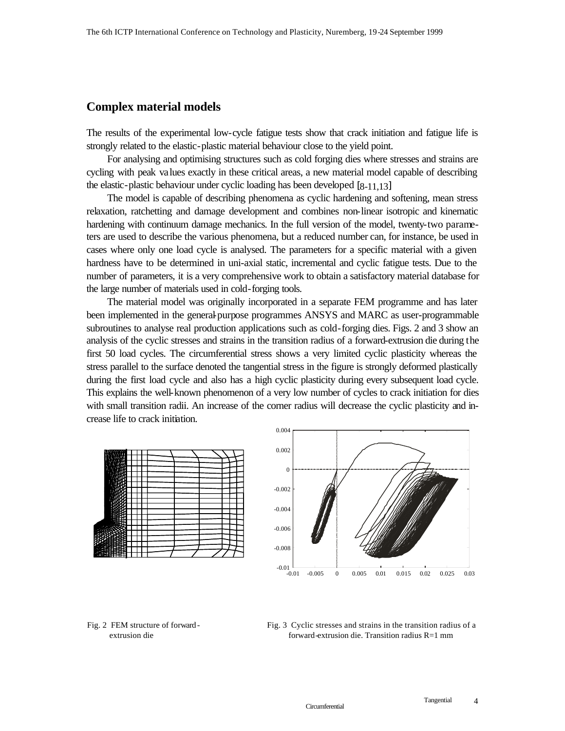## Complex material models

The results of the experimental low-cycle fatigue tests show that crack initiation and fatigue life is strongly related to the elastic-plastic material behaviour close to the yield point.

For analysing and optimising structures such as cold forging dies where stresses and strains are cycling with peak values exactly in these critical areas, a new material model capable of describing the elastic-plastic behaviour under cyclic loading has been developed [8-11,13]

The model is capable of describing phenomena as cyclic hardening and softening, mean stress relaxation, ratchetting and damage development and combines non-linear isotropic and kinematic hardening with continuum damage mechanics. In the full version of the model, twenty-two parameters are used to describe the various phenomena, but a reduced number can, for instance, be used in cases where only one load cycle is analysed. The parameters for a specific material with a given hardness have to be determined in uni-axial static, incremental and cyclic fatigue tests. Due to the number of parameters, it is a very comprehensive work to obtain a satisfactory material database for the large number of materials used in cold-forging tools.

The material model was originally incorporated in a separate FEM programme and has later been implemented in the general-purpose programmes ANSYS and MARC as user-programmable subroutines to analyse real production applications such as cold-forging dies. Figs. 2 and 3 show an analysis of the cyclic stresses and strains in the transition radius of a forward-extrusion die during the first 50 load cycles. The circumferential stress shows a very limited cyclic plasticity whereas the stress parallel to the surface denoted the tangential stress in the figure is strongly deformed plastically during the first load cycle and also has a high cyclic plasticity during every subsequent load cycle. This explains the well-known phenomenon of a very low number of cycles to crack initiation for dies with small transition radii. An increase of the corner radius will decrease the cyclic plasticity and increase life to crack initiation.

Fig. 2 FEM structure of forward-extrusion die

Fig. 3 Cyclic stresses and strains in the transition radius of a forward-extrusion die. Transition radius R=1 mm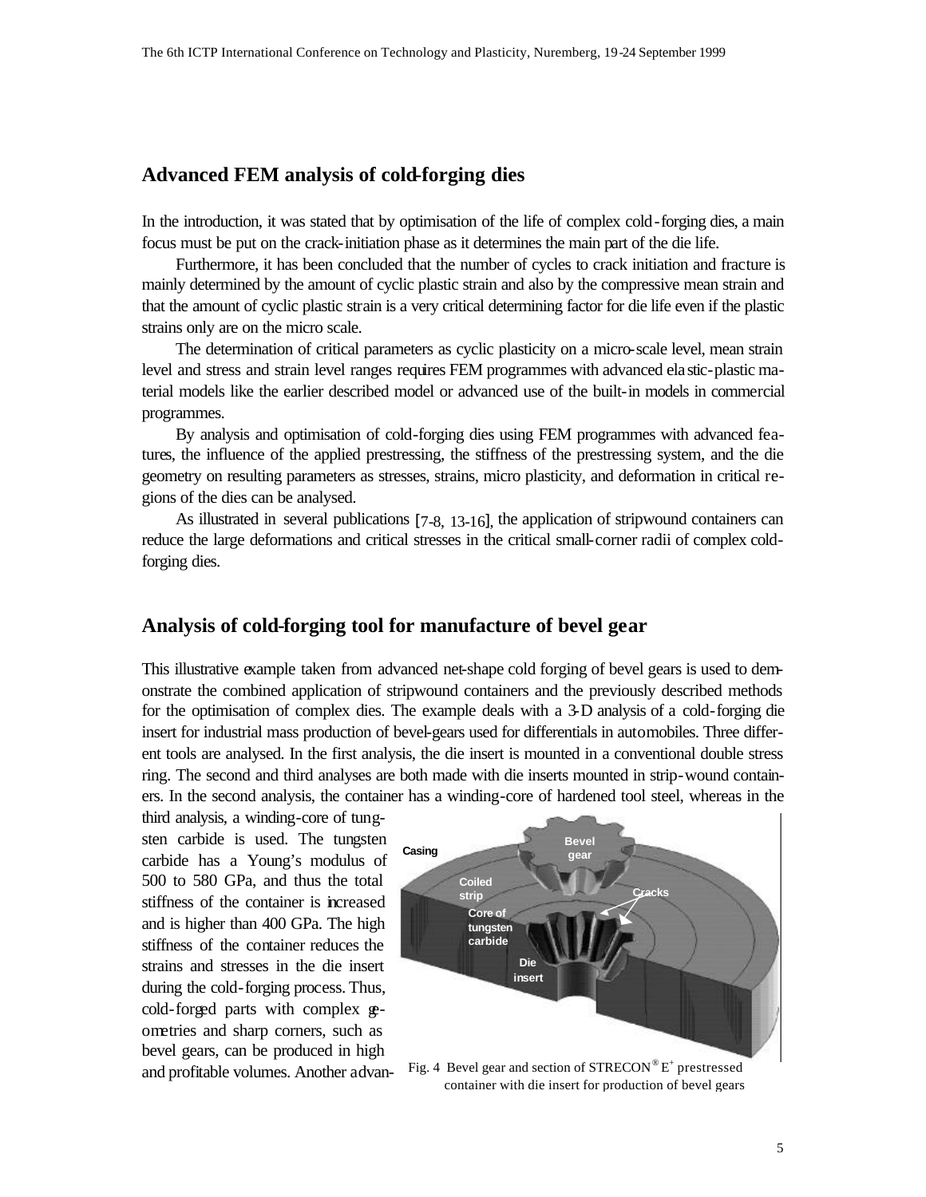## Advanced FEM analysis of cold-forging dies

In the introduction, it was stated that by optimisation of the life of complex cold-forging dies, a main focus must be put on the crack-initiation phase as it determines the main part of the die life.

Furthermore, it has been concluded that the number of cycles to crack initiation and fracture is mainly determined by the amount of cyclic plastic strain and also by the compressive mean strain and that the amount of cyclic plastic strain is a very critical determining factor for die life even if the plastic strains only are on the micro scale.

The determination of critical parameters as cyclic plasticity on a micro-scale level, mean strain level and stress and strain level ranges requires FEM programmes with advanced elastic-plastic material models like the earlier described model or advanced use of the built-in models in commercial programmes.

By analysis and optimisation of cold-forging dies using FEM programmes with advanced features, the influence of the applied prestressing, the stiffness of the prestressing system, and the die geometry on resulting parameters as stresses, strains, micro plasticity, and deformation in critical regions of the dies can be analysed.

As illustrated in several publications [7-8, 13-16], the application of stripwound containers can reduce the large deformations and critical stresses in the critical small-corner radii of complex cold-forging dies.

## Analysis of cold-forging tool for manufacture of bevel gear

This illustrative example taken from advanced net-shape cold forging of bevel gears is used to demonstrate the combined application of stripwound containers and the previously described methods for the optimisation of complex dies. The example deals with a 3-D analysis of a cold-forging die insert for industrial mass production of bevel-gears used for differentials in automobiles. Three different tools are analysed. In the first analysis, the die insert is mounted in a conventional double stress ring. The second and third analyses are both made with die inserts mounted in strip-wound containers. In the second analysis, the container has a winding-core of hardened tool steel, whereas in the third analysis, a winding-core of tungsten carbide is used. The tungsten carbide has a Young's modulus of 500 to 580 GPa, and thus the total stiffness of the container is increased and is higher than 400 GPa. The high stiffness of the container reduces the strains and stresses in the die insert during the cold-forging process. Thus, cold-forged parts with complex geometries and sharp corners, such as bevel gears, can be produced in high and profitable volumes. Another advan-

Fig. 4 Bevel gear and section of STRECON® E+ prestressed container with die insert for production of bevel gears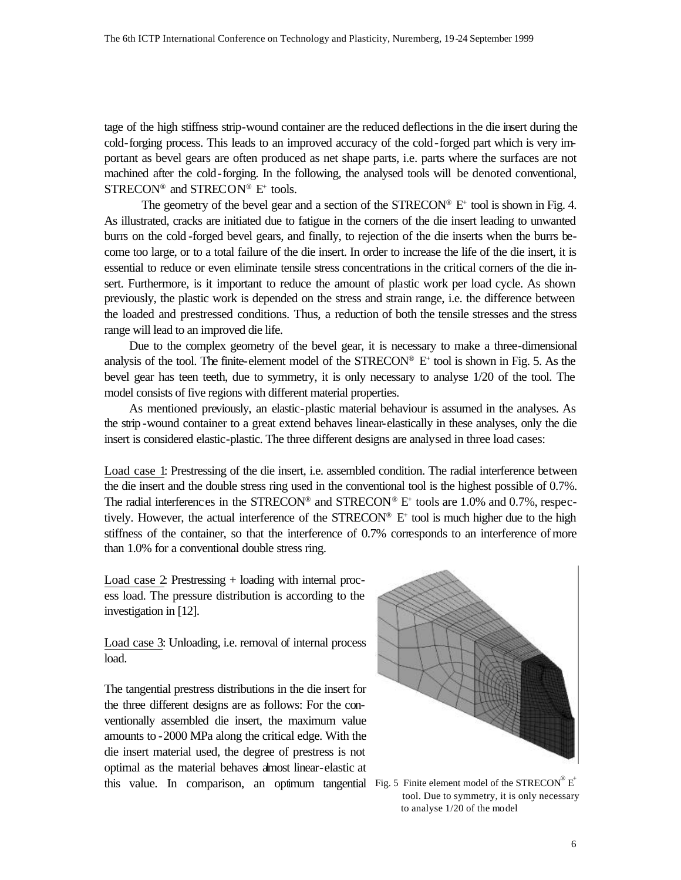tage of the high stiffness strip-wound container are the reduced deflections in the die insert during the cold-forging process. This leads to an improved accuracy of the cold-forged part which is very important as bevel gears are often produced as net shape parts, i.e. parts where the surfaces are not machined after the cold-forging. In the following, the analysed tools will be denoted conventional, STRECON® and STRECON® E+ tools.

The geometry of the bevel gear and a section of the STRECON® E+ tool is shown in Fig. 4. As illustrated, cracks are initiated due to fatigue in the corners of the die insert leading to unwanted burrs on the cold-forged bevel gears, and finally, to rejection of the die inserts when the burrs become too large, or to a total failure of the die insert. In order to increase the life of the die insert, it is essential to reduce or even eliminate tensile stress concentrations in the critical corners of the die insert. Furthermore, is it important to reduce the amount of plastic work per load cycle. As shown previously, the plastic work is depended on the stress and strain range, i.e. the difference between the loaded and prestressed conditions. Thus, a reduction of both the tensile stresses and the stress range will lead to an improved die life.

Due to the complex geometry of the bevel gear, it is necessary to make a three-dimensional analysis of the tool. The finite-element model of the STRECON® E+ tool is shown in Fig. 5. As the bevel gear has teen teeth, due to symmetry, it is only necessary to analyse 1/20 of the tool. The model consists of five regions with different material properties.

As mentioned previously, an elastic-plastic material behaviour is assumed in the analyses. As the strip-wound container to a great extend behaves linear-elastically in these analyses, only the die insert is considered elastic-plastic. The three different designs are analysed in three load cases:

Load case 1: Prestressing of the die insert, i.e. assembled condition. The radial interference between the die insert and the double stress ring used in the conventional tool is the highest possible of 0.7%. The radial interferences in the STRECON® and STRECON® E+ tools are 1.0% and 0.7%, respectively. However, the actual interference of the STRECON® E+ tool is much higher due to the high stiffness of the container, so that the interference of 0.7% corresponds to an interference of more than 1.0% for a conventional double stress ring.

Load case 2: Prestressing + loading with internal process load. The pressure distribution is according to the investigation in [12].

Load case 3: Unloading, i.e. removal of internal process load.

The tangential prestress distributions in the die insert for the three different designs are as follows: For the conventionally assembled die insert, the maximum value amounts to -2000 MPa along the critical edge. With the die insert material used, the degree of prestress is not optimal as the material behaves almost linear-elastic at this value. In comparison, an optimum tangential

Fig. 5 Finite element model of the STRECON® E+ tool. Due to symmetry, it is only necessary to analyse 1/20 of the model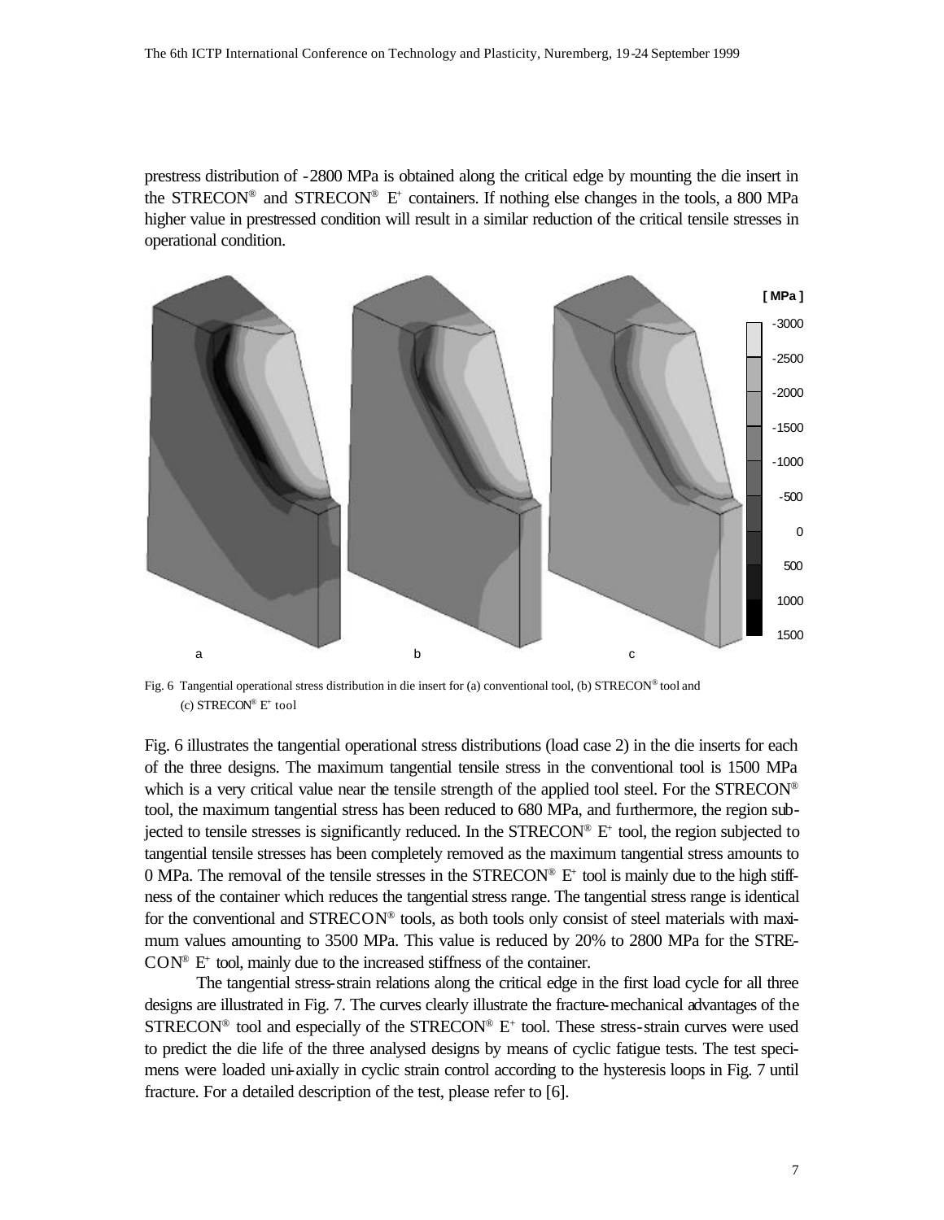prestress distribution of -2800 MPa is obtained along the critical edge by mounting the die insert in the STRECON® and STRECON® E+ containers. If nothing else changes in the tools, a 800 MPa higher value in prestressed condition will result in a similar reduction of the critical tensile stresses in operational condition.

Fig. 6 Tangential operational stress distribution in die insert for (a) conventional tool, (b) STRECON® tool and (c) STRECON® E+ tool

Fig. 6 illustrates the tangential operational stress distributions (load case 2) in the die inserts for each of the three designs. The maximum tangential tensile stress in the conventional tool is 1500 MPa which is a very critical value near the tensile strength of the applied tool steel. For the STRECON® tool, the maximum tangential stress has been reduced to 680 MPa, and furthermore, the region subjected to tensile stresses is significantly reduced. In the STRECON® E+ tool, the region subjected to tangential tensile stresses has been completely removed as the maximum tangential stress amounts to 0 MPa. The removal of the tensile stresses in the STRECON® E+ tool is mainly due to the high stiffness of the container which reduces the tangential stress range. The tangential stress range is identical for the conventional and STRECON® tools, as both tools only consist of steel materials with maximum values amounting to 3500 MPa. This value is reduced by 20% to 2800 MPa for the STRECON® E+ tool, mainly due to the increased stiffness of the container.

The tangential stress-strain relations along the critical edge in the first load cycle for all three designs are illustrated in Fig. 7. The curves clearly illustrate the fracture-mechanical advantages of the STRECON® tool and especially of the STRECON® E+ tool. These stress-strain curves were used to predict the die life of the three analysed designs by means of cyclic fatigue tests. The test specimens were loaded uni-axially in cyclic strain control according to the hysteresis loops in Fig. 7 until fracture. For a detailed description of the test, please refer to [6].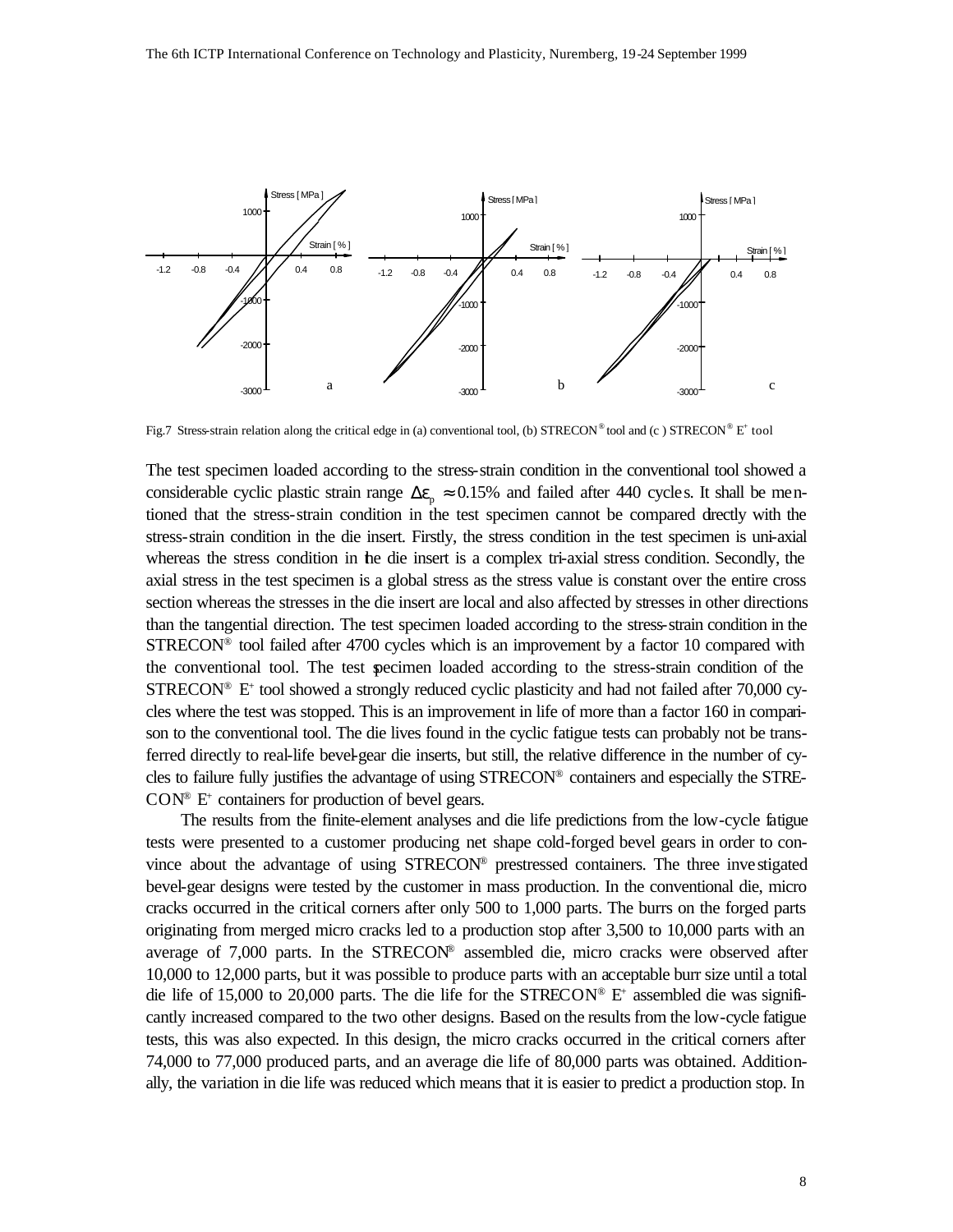Fig.7 Stress-strain relation along the critical edge in (a) conventional tool, (b) STRECON® tool and (c ) STRECON® E+ tool

The test specimen loaded according to the stress-strain condition in the conventional tool showed a considerable cyclic plastic strain range $\Delta\varepsilon_p \approx 0.15\%$ and failed after 440 cycles. It shall be mentioned that the stress-strain condition in the test specimen cannot be compared directly with the stress-strain condition in the die insert. Firstly, the stress condition in the test specimen is uni-axial whereas the stress condition in the die insert is a complex tri-axial stress condition. Secondly, the axial stress in the test specimen is a global stress as the stress value is constant over the entire cross section whereas the stresses in the die insert are local and also affected by stresses in other directions than the tangential direction. The test specimen loaded according to the stress-strain condition in the STRECON® tool failed after 4700 cycles which is an improvement by a factor 10 compared with the conventional tool. The test specimen loaded according to the stress-strain condition of the STRECON® E+ tool showed a strongly reduced cyclic plasticity and had not failed after 70,000 cycles where the test was stopped. This is an improvement in life of more than a factor 160 in comparison to the conventional tool. The die lives found in the cyclic fatigue tests can probably not be transferred directly to real-life bevel-gear die inserts, but still, the relative difference in the number of cycles to failure fully justifies the advantage of using STRECON® containers and especially the STRECON® E+ containers for production of bevel gears.

The results from the finite-element analyses and die life predictions from the low-cycle fatigue tests were presented to a customer producing net shape cold-forged bevel gears in order to convince about the advantage of using STRECON® prestressed containers. The three investigated bevel-gear designs were tested by the customer in mass production. In the conventional die, micro cracks occurred in the critical corners after only 500 to 1,000 parts. The burrs on the forged parts originating from merged micro cracks led to a production stop after 3,500 to 10,000 parts with an average of 7,000 parts. In the STRECON® assembled die, micro cracks were observed after 10,000 to 12,000 parts, but it was possible to produce parts with an acceptable burr size until a total die life of 15,000 to 20,000 parts. The die life for the STRECON® E+ assembled die was significantly increased compared to the two other designs. Based on the results from the low-cycle fatigue tests, this was also expected. In this design, the micro cracks occurred in the critical corners after 74,000 to 77,000 produced parts, and an average die life of 80,000 parts was obtained. Additionally, the variation in die life was reduced which means that it is easier to predict a production stop. In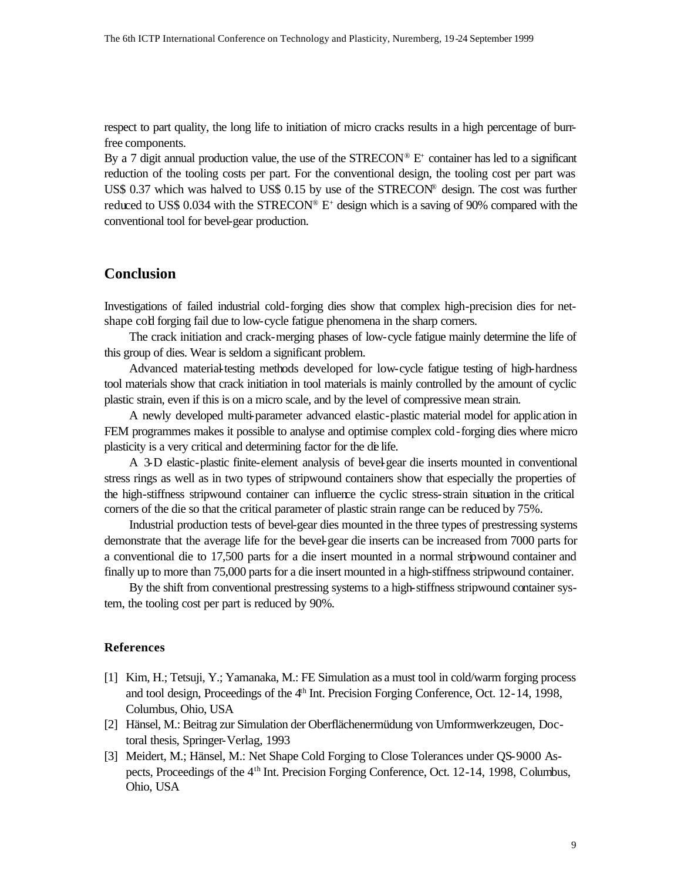respect to part quality, the long life to initiation of micro cracks results in a high percentage of burr-free components.

By a 7 digit annual production value, the use of the STRECON® E+ container has led to a significant reduction of the tooling costs per part. For the conventional design, the tooling cost per part was US$ 0.37 which was halved to US$ 0.15 by use of the STRECON® design. The cost was further reduced to US$ 0.034 with the STRECON® E+ design which is a saving of 90% compared with the conventional tool for bevel-gear production.

## Conclusion

Investigations of failed industrial cold-forging dies show that complex high-precision dies for net-shape cold forging fail due to low-cycle fatigue phenomena in the sharp corners.

The crack initiation and crack-merging phases of low-cycle fatigue mainly determine the life of this group of dies. Wear is seldom a significant problem.

Advanced material-testing methods developed for low-cycle fatigue testing of high-hardness tool materials show that crack initiation in tool materials is mainly controlled by the amount of cyclic plastic strain, even if this is on a micro scale, and by the level of compressive mean strain.

A newly developed multi-parameter advanced elastic-plastic material model for application in FEM programmes makes it possible to analyse and optimise complex cold-forging dies where micro plasticity is a very critical and determining factor for the die life.

A 3-D elastic-plastic finite-element analysis of bevel-gear die inserts mounted in conventional stress rings as well as in two types of stripwound containers show that especially the properties of the high-stiffness stripwound container can influence the cyclic stress-strain situation in the critical corners of the die so that the critical parameter of plastic strain range can be reduced by 75%.

Industrial production tests of bevel-gear dies mounted in the three types of prestressing systems demonstrate that the average life for the bevel-gear die inserts can be increased from 7000 parts for a conventional die to 17,500 parts for a die insert mounted in a normal stripwound container and finally up to more than 75,000 parts for a die insert mounted in a high-stiffness stripwound container.

By the shift from conventional prestressing systems to a high-stiffness stripwound container system, the tooling cost per part is reduced by 90%.

### References

[1] Kim, H.; Tetsuji, Y.; Yamanaka, M.: FE Simulation as a must tool in cold/warm forging process and tool design, Proceedings of the 4th Int. Precision Forging Conference, Oct. 12-14, 1998, Columbus, Ohio, USA

[2] Hänsel, M.: Beitrag zur Simulation der Oberflächenermüdung von Umformwerkzeugen, Doctoral thesis, Springer-Verlag, 1993

[3] Meidert, M.; Hänsel, M.: Net Shape Cold Forging to Close Tolerances under QS-9000 Aspects, Proceedings of the 4th Int. Precision Forging Conference, Oct. 12-14, 1998, Columbus, Ohio, USA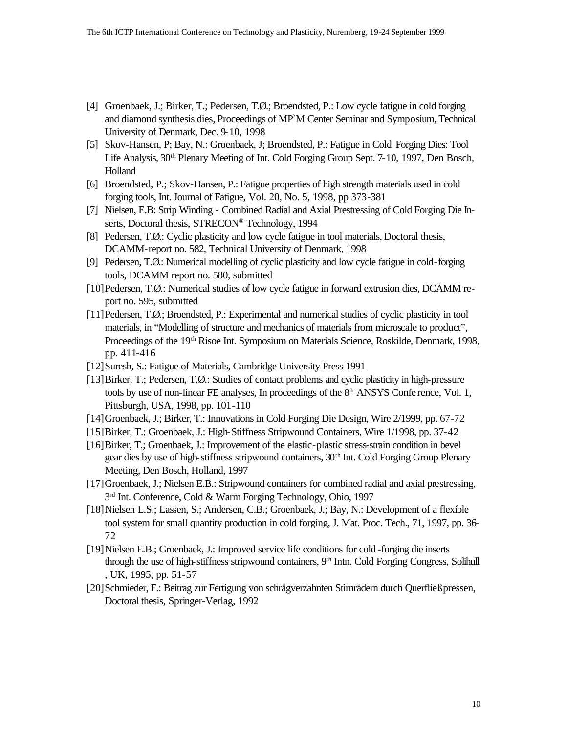[4] Groenbaek, J.; Birker, T.; Pedersen, T.Ø.; Broendsted, P.: Low cycle fatigue in cold forging and diamond synthesis dies, Proceedings of MP$^2$M Center Seminar and Symposium, Technical University of Denmark, Dec. 9-10, 1998

[5] Skov-Hansen, P; Bay, N.: Groenbaek, J; Broendsted, P.: Fatigue in Cold Forging Dies: Tool Life Analysis, 30$^{th}$ Plenary Meeting of Int. Cold Forging Group Sept. 7-10, 1997, Den Bosch, Holland

[6] Broendsted, P.; Skov-Hansen, P.: Fatigue properties of high strength materials used in cold forging tools, Int. Journal of Fatigue, Vol. 20, No. 5, 1998, pp 373-381

[7] Nielsen, E.B: Strip Winding - Combined Radial and Axial Prestressing of Cold Forging Die Inserts, Doctoral thesis, STRECON® Technology, 1994

[8] Pedersen, T.Ø.: Cyclic plasticity and low cycle fatigue in tool materials, Doctoral thesis, DCAMM-report no. 582, Technical University of Denmark, 1998

[9] Pedersen, T.Ø.: Numerical modelling of cyclic plasticity and low cycle fatigue in cold-forging tools, DCAMM report no. 580, submitted

[10] Pedersen, T.Ø.: Numerical studies of low cycle fatigue in forward extrusion dies, DCAMM report no. 595, submitted

[11] Pedersen, T.Ø.; Broendsted, P.: Experimental and numerical studies of cyclic plasticity in tool materials, in "Modelling of structure and mechanics of materials from microscale to product", Proceedings of the 19$^{th}$ Risoe Int. Symposium on Materials Science, Roskilde, Denmark, 1998, pp. 411-416

[12] Suresh, S.: Fatigue of Materials, Cambridge University Press 1991

[13] Birker, T.; Pedersen, T.Ø.: Studies of contact problems and cyclic plasticity in high-pressure tools by use of non-linear FE analyses, In proceedings of the 8$^{th}$ ANSYS Conference, Vol. 1, Pittsburgh, USA, 1998, pp. 101-110

[14] Groenbaek, J.; Birker, T.: Innovations in Cold Forging Die Design, Wire 2/1999, pp. 67-72

[15] Birker, T.; Groenbaek, J.: High-Stiffness Stripwound Containers, Wire 1/1998, pp. 37-42

[16] Birker, T.; Groenbaek, J.: Improvement of the elastic-plastic stress-strain condition in bevel gear dies by use of high-stiffness stripwound containers, 30$^{th}$ Int. Cold Forging Group Plenary Meeting, Den Bosch, Holland, 1997

[17] Groenbaek, J.; Nielsen E.B.: Stripwound containers for combined radial and axial prestressing, 3$^{rd}$ Int. Conference, Cold & Warm Forging Technology, Ohio, 1997

[18] Nielsen L.S.; Lassen, S.; Andersen, C.B.; Groenbaek, J.; Bay, N.: Development of a flexible tool system for small quantity production in cold forging, J. Mat. Proc. Tech., 71, 1997, pp. 36-72

[19] Nielsen E.B.; Groenbaek, J.: Improved service life conditions for cold-forging die inserts through the use of high-stiffness stripwound containers, 9$^{th}$ Intn. Cold Forging Congress, Solihull, UK, 1995, pp. 51-57

[20] Schmieder, F.: Beitrag zur Fertigung von schrägverzahnten Stirnrädern durch Querfließpressen, Doctoral thesis, Springer-Verlag, 1992